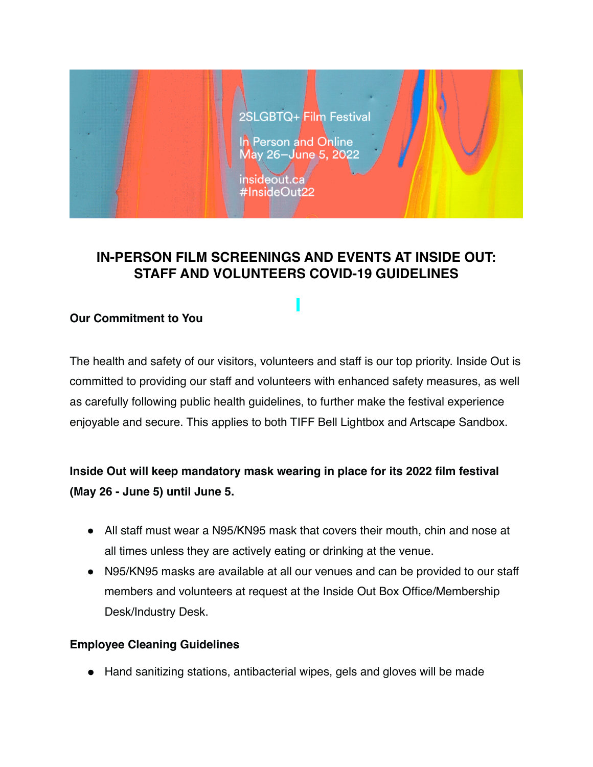2SLGBTQ+ Film Festival

In Person and Online
May 26–June 5, 2022

insideout.ca
#InsideOut22

# IN-PERSON FILM SCREENINGS AND EVENTS AT INSIDE OUT: STAFF AND VOLUNTEERS COVID-19 GUIDELINES

**Our Commitment to You**

The health and safety of our visitors, volunteers and staff is our top priority. Inside Out is committed to providing our staff and volunteers with enhanced safety measures, as well as carefully following public health guidelines, to further make the festival experience enjoyable and secure. This applies to both TIFF Bell Lightbox and Artscape Sandbox.

**Inside Out will keep mandatory mask wearing in place for its 2022 film festival (May 26 - June 5) until June 5.**

- All staff must wear a N95/KN95 mask that covers their mouth, chin and nose at all times unless they are actively eating or drinking at the venue.
- N95/KN95 masks are available at all our venues and can be provided to our staff members and volunteers at request at the Inside Out Box Office/Membership Desk/Industry Desk.

**Employee Cleaning Guidelines**

- Hand sanitizing stations, antibacterial wipes, gels and gloves will be made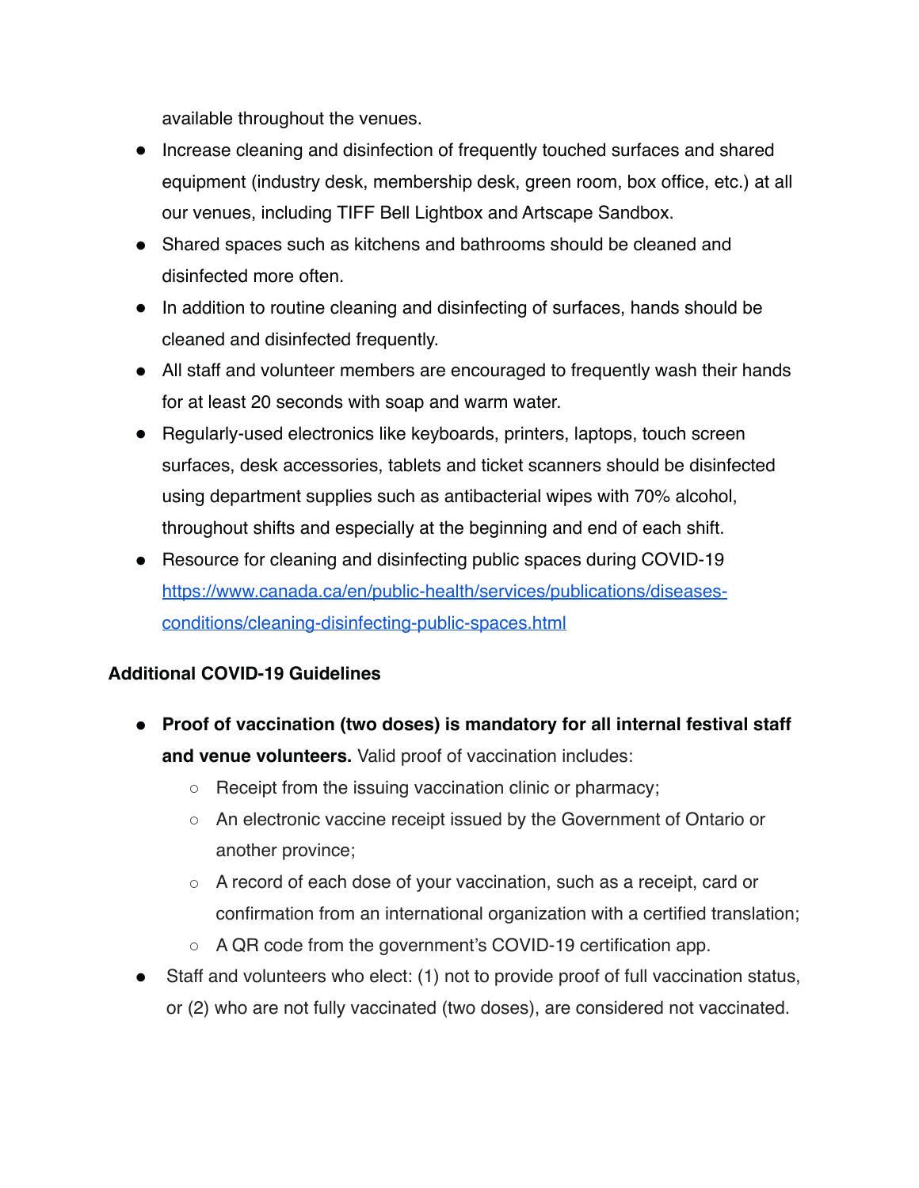available throughout the venues.

- Increase cleaning and disinfection of frequently touched surfaces and shared equipment (industry desk, membership desk, green room, box office, etc.) at all our venues, including TIFF Bell Lightbox and Artscape Sandbox.
- Shared spaces such as kitchens and bathrooms should be cleaned and disinfected more often.
- In addition to routine cleaning and disinfecting of surfaces, hands should be cleaned and disinfected frequently.
- All staff and volunteer members are encouraged to frequently wash their hands for at least 20 seconds with soap and warm water.
- Regularly-used electronics like keyboards, printers, laptops, touch screen surfaces, desk accessories, tablets and ticket scanners should be disinfected using department supplies such as antibacterial wipes with 70% alcohol, throughout shifts and especially at the beginning and end of each shift.
- Resource for cleaning and disinfecting public spaces during COVID-19 [https://www.canada.ca/en/public-health/services/publications/diseases-conditions/cleaning-disinfecting-public-spaces.html](https://www.canada.ca/en/public-health/services/publications/diseases-conditions/cleaning-disinfecting-public-spaces.html)

**Additional COVID-19 Guidelines**

- **Proof of vaccination (two doses) is mandatory for all internal festival staff and venue volunteers.** Valid proof of vaccination includes:
  - Receipt from the issuing vaccination clinic or pharmacy;
  - An electronic vaccine receipt issued by the Government of Ontario or another province;
  - A record of each dose of your vaccination, such as a receipt, card or confirmation from an international organization with a certified translation;
  - A QR code from the government's COVID-19 certification app.
- Staff and volunteers who elect: (1) not to provide proof of full vaccination status, or (2) who are not fully vaccinated (two doses), are considered not vaccinated.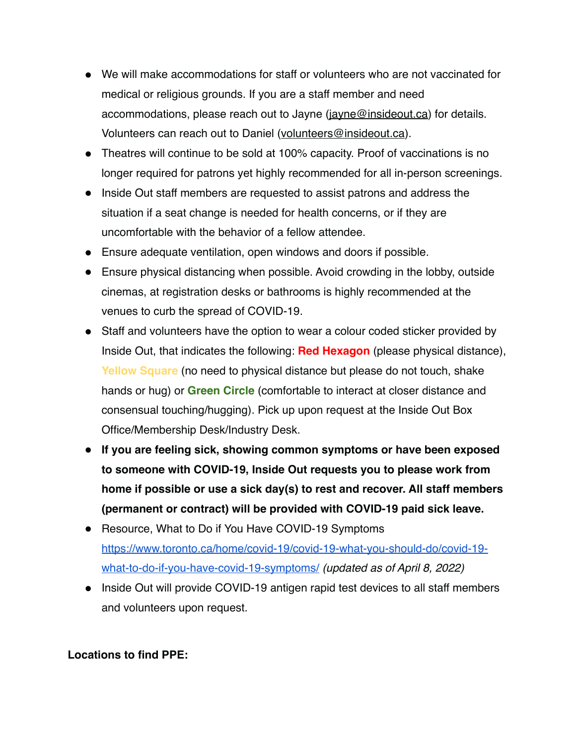- We will make accommodations for staff or volunteers who are not vaccinated for medical or religious grounds. If you are a staff member and need accommodations, please reach out to Jayne (jayne@insideout.ca) for details. Volunteers can reach out to Daniel (volunteers@insideout.ca).
- Theatres will continue to be sold at 100% capacity. Proof of vaccinations is no longer required for patrons yet highly recommended for all in-person screenings.
- Inside Out staff members are requested to assist patrons and address the situation if a seat change is needed for health concerns, or if they are uncomfortable with the behavior of a fellow attendee.
- Ensure adequate ventilation, open windows and doors if possible.
- Ensure physical distancing when possible. Avoid crowding in the lobby, outside cinemas, at registration desks or bathrooms is highly recommended at the venues to curb the spread of COVID-19.
- Staff and volunteers have the option to wear a colour coded sticker provided by Inside Out, that indicates the following: **Red Hexagon** (please physical distance), **Yellow Square** (no need to physical distance but please do not touch, shake hands or hug) or **Green Circle** (comfortable to interact at closer distance and consensual touching/hugging). Pick up upon request at the Inside Out Box Office/Membership Desk/Industry Desk.
- **If you are feeling sick, showing common symptoms or have been exposed to someone with COVID-19, Inside Out requests you to please work from home if possible or use a sick day(s) to rest and recover. All staff members (permanent or contract) will be provided with COVID-19 paid sick leave.**
- Resource, What to Do if You Have COVID-19 Symptoms [https://www.toronto.ca/home/covid-19/covid-19-what-you-should-do/covid-19-what-to-do-if-you-have-covid-19-symptoms/](https://www.toronto.ca/home/covid-19/covid-19-what-you-should-do/covid-19-what-to-do-if-you-have-covid-19-symptoms/) *(updated as of April 8, 2022)*
- Inside Out will provide COVID-19 antigen rapid test devices to all staff members and volunteers upon request.

**Locations to find PPE:**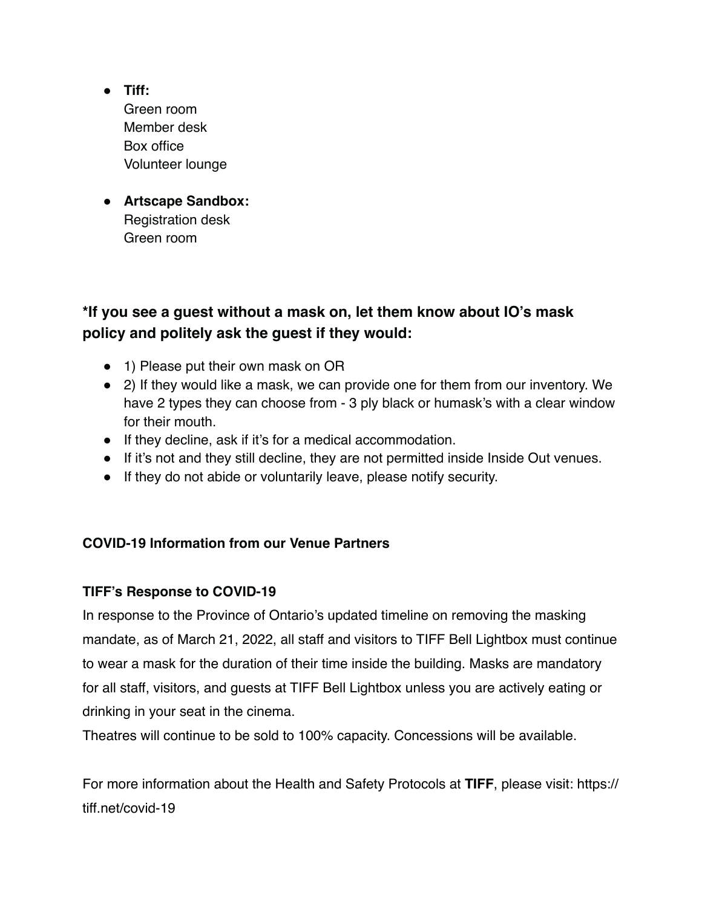- **Tiff:**
  Green room
  Member desk
  Box office
  Volunteer lounge

- **Artscape Sandbox:**
  Registration desk
  Green room

### *If you see a guest without a mask on, let them know about IO's mask policy and politely ask the guest if they would:

- 1) Please put their own mask on OR
- 2) If they would like a mask, we can provide one for them from our inventory. We have 2 types they can choose from - 3 ply black or humask's with a clear window for their mouth.
- If they decline, ask if it's for a medical accommodation.
- If it's not and they still decline, they are not permitted inside Inside Out venues.
- If they do not abide or voluntarily leave, please notify security.

**COVID-19 Information from our Venue Partners**

**TIFF's Response to COVID-19**

In response to the Province of Ontario's updated timeline on removing the masking mandate, as of March 21, 2022, all staff and visitors to TIFF Bell Lightbox must continue to wear a mask for the duration of their time inside the building. Masks are mandatory for all staff, visitors, and guests at TIFF Bell Lightbox unless you are actively eating or drinking in your seat in the cinema.
Theatres will continue to be sold to 100% capacity. Concessions will be available.

For more information about the Health and Safety Protocols at **TIFF**, please visit: https://tiff.net/covid-19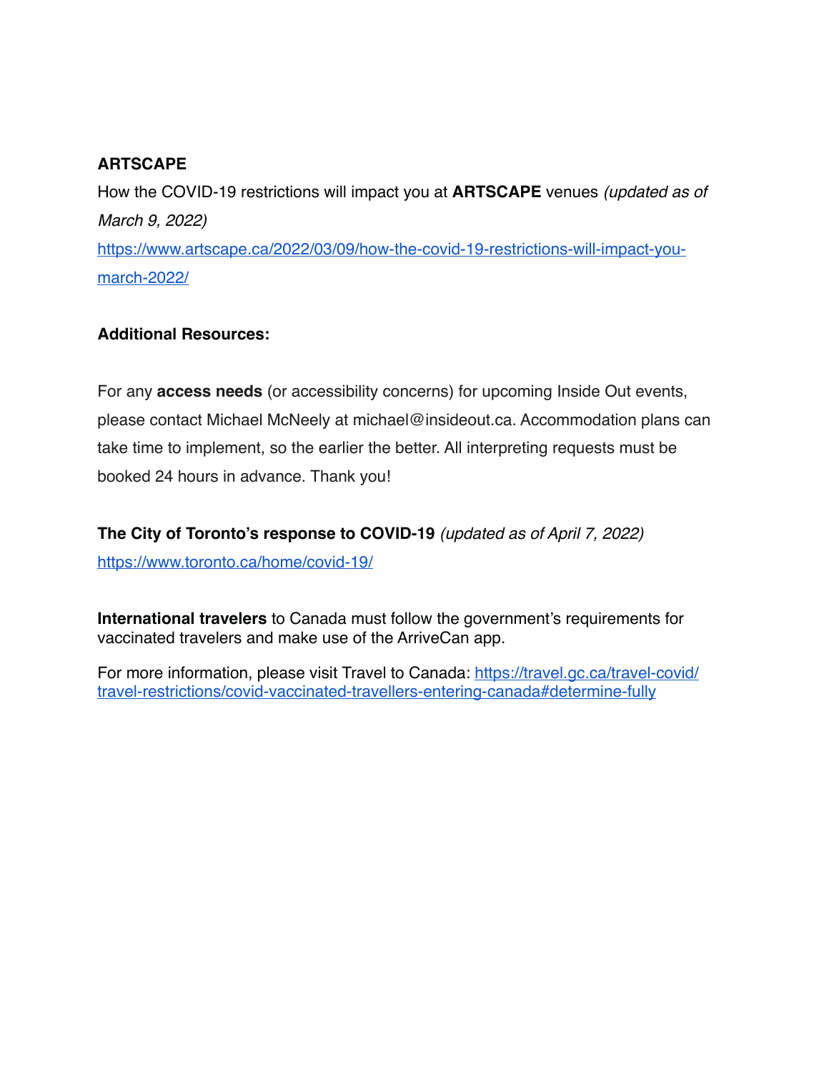**ARTSCAPE**

How the COVID-19 restrictions will impact you at **ARTSCAPE** venues *(updated as of March 9, 2022)*

https://www.artscape.ca/2022/03/09/how-the-covid-19-restrictions-will-impact-you-march-2022/

**Additional Resources:**

For any **access needs** (or accessibility concerns) for upcoming Inside Out events, please contact Michael McNeely at michael@insideout.ca. Accommodation plans can take time to implement, so the earlier the better. All interpreting requests must be booked 24 hours in advance. Thank you!

**The City of Toronto's response to COVID-19** *(updated as of April 7, 2022)*

https://www.toronto.ca/home/covid-19/

**International travelers** to Canada must follow the government's requirements for vaccinated travelers and make use of the ArriveCan app.

For more information, please visit Travel to Canada: https://travel.gc.ca/travel-covid/travel-restrictions/covid-vaccinated-travellers-entering-canada#determine-fully